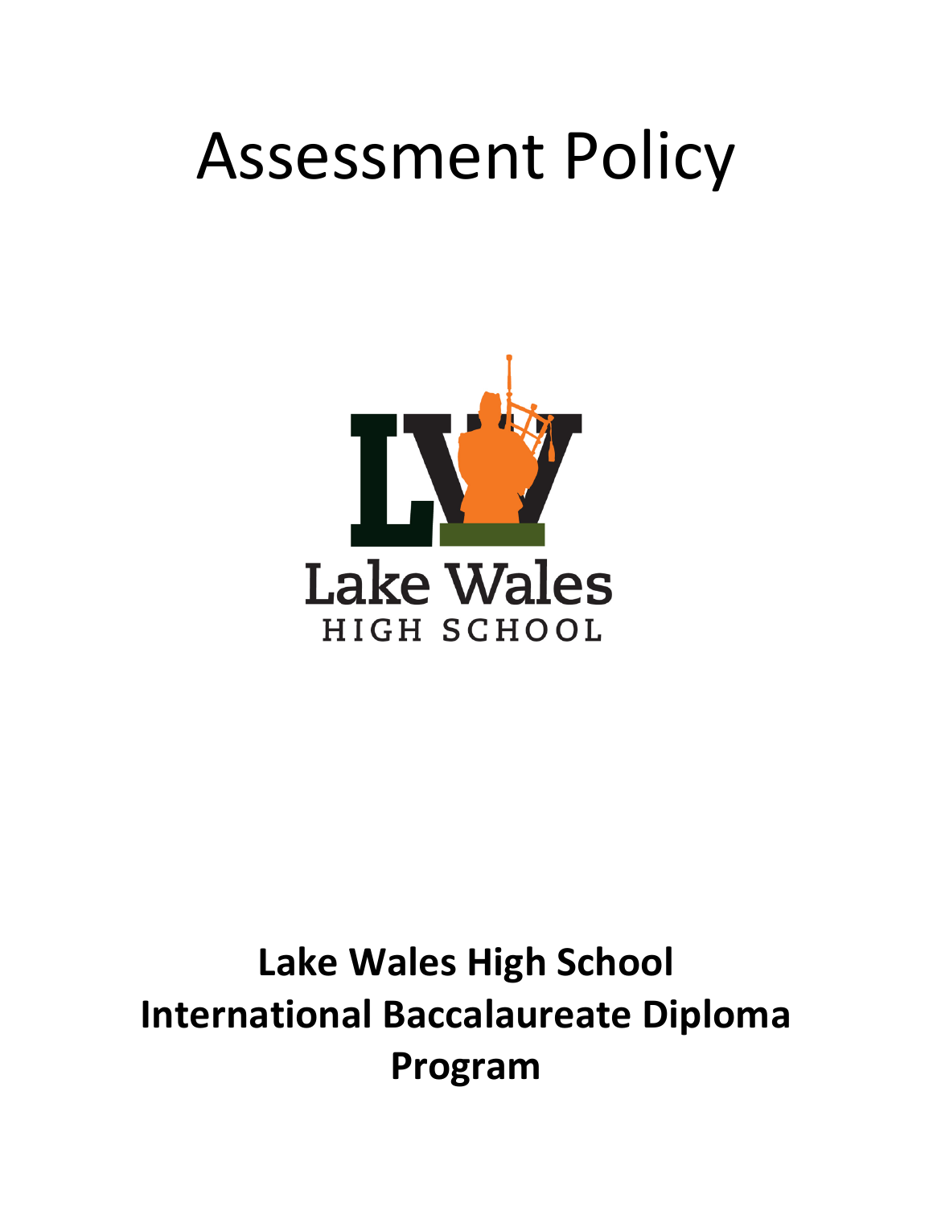# Assessment Policy

**Lake Wales High School**
**International Baccalaureate Diploma Program**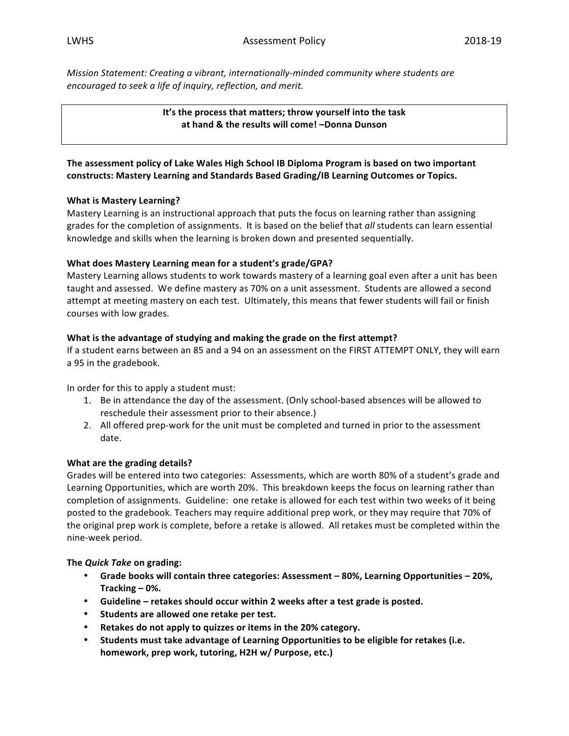*Mission Statement: Creating a vibrant, internationally-minded community where students are encouraged to seek a life of inquiry, reflection, and merit.*

> **It's the process that matters; throw yourself into the task at hand & the results will come! –Donna Dunson**

**The assessment policy of Lake Wales High School IB Diploma Program is based on two important constructs: Mastery Learning and Standards Based Grading/IB Learning Outcomes or Topics.**

**What is Mastery Learning?**

Mastery Learning is an instructional approach that puts the focus on learning rather than assigning grades for the completion of assignments. It is based on the belief that *all* students can learn essential knowledge and skills when the learning is broken down and presented sequentially.

**What does Mastery Learning mean for a student's grade/GPA?**

Mastery Learning allows students to work towards mastery of a learning goal even after a unit has been taught and assessed. We define mastery as 70% on a unit assessment. Students are allowed a second attempt at meeting mastery on each test. Ultimately, this means that fewer students will fail or finish courses with low grades.

**What is the advantage of studying and making the grade on the first attempt?**

If a student earns between an 85 and a 94 on an assessment on the FIRST ATTEMPT ONLY, they will earn a 95 in the gradebook.

In order for this to apply a student must:

1. Be in attendance the day of the assessment. (Only school-based absences will be allowed to reschedule their assessment prior to their absence.)
2. All offered prep-work for the unit must be completed and turned in prior to the assessment date.

**What are the grading details?**

Grades will be entered into two categories: Assessments, which are worth 80% of a student's grade and Learning Opportunities, which are worth 20%. This breakdown keeps the focus on learning rather than completion of assignments. Guideline: one retake is allowed for each test within two weeks of it being posted to the gradebook. Teachers may require additional prep work, or they may require that 70% of the original prep work is complete, before a retake is allowed. All retakes must be completed within the nine-week period.

**The *Quick Take* on grading:**

- **Grade books will contain three categories: Assessment – 80%, Learning Opportunities – 20%, Tracking – 0%.**
- **Guideline – retakes should occur within 2 weeks after a test grade is posted.**
- **Students are allowed one retake per test.**
- **Retakes do not apply to quizzes or items in the 20% category.**
- **Students must take advantage of Learning Opportunities to be eligible for retakes (i.e. homework, prep work, tutoring, H2H w/ Purpose, etc.)**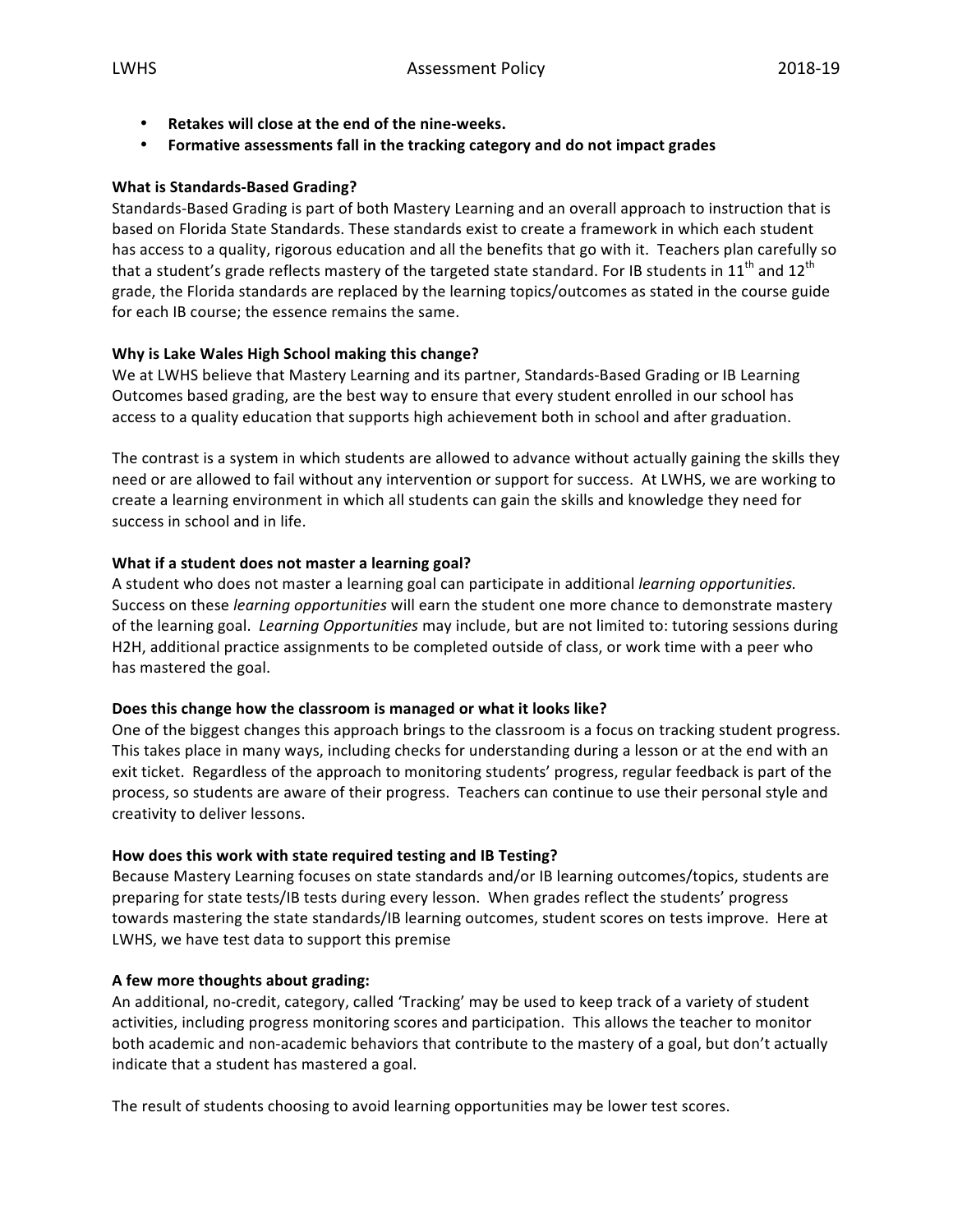- **Retakes will close at the end of the nine-weeks.**
- **Formative assessments fall in the tracking category and do not impact grades**

**What is Standards-Based Grading?**
Standards-Based Grading is part of both Mastery Learning and an overall approach to instruction that is based on Florida State Standards. These standards exist to create a framework in which each student has access to a quality, rigorous education and all the benefits that go with it. Teachers plan carefully so that a student's grade reflects mastery of the targeted state standard. For IB students in 11th and 12th grade, the Florida standards are replaced by the learning topics/outcomes as stated in the course guide for each IB course; the essence remains the same.

**Why is Lake Wales High School making this change?**
We at LWHS believe that Mastery Learning and its partner, Standards-Based Grading or IB Learning Outcomes based grading, are the best way to ensure that every student enrolled in our school has access to a quality education that supports high achievement both in school and after graduation.

The contrast is a system in which students are allowed to advance without actually gaining the skills they need or are allowed to fail without any intervention or support for success. At LWHS, we are working to create a learning environment in which all students can gain the skills and knowledge they need for success in school and in life.

**What if a student does not master a learning goal?**
A student who does not master a learning goal can participate in additional *learning opportunities.* Success on these *learning opportunities* will earn the student one more chance to demonstrate mastery of the learning goal. *Learning Opportunities* may include, but are not limited to: tutoring sessions during H2H, additional practice assignments to be completed outside of class, or work time with a peer who has mastered the goal.

**Does this change how the classroom is managed or what it looks like?**
One of the biggest changes this approach brings to the classroom is a focus on tracking student progress. This takes place in many ways, including checks for understanding during a lesson or at the end with an exit ticket. Regardless of the approach to monitoring students' progress, regular feedback is part of the process, so students are aware of their progress. Teachers can continue to use their personal style and creativity to deliver lessons.

**How does this work with state required testing and IB Testing?**
Because Mastery Learning focuses on state standards and/or IB learning outcomes/topics, students are preparing for state tests/IB tests during every lesson. When grades reflect the students' progress towards mastering the state standards/IB learning outcomes, student scores on tests improve. Here at LWHS, we have test data to support this premise

**A few more thoughts about grading:**
An additional, no-credit, category, called 'Tracking' may be used to keep track of a variety of student activities, including progress monitoring scores and participation. This allows the teacher to monitor both academic and non-academic behaviors that contribute to the mastery of a goal, but don't actually indicate that a student has mastered a goal.

The result of students choosing to avoid learning opportunities may be lower test scores.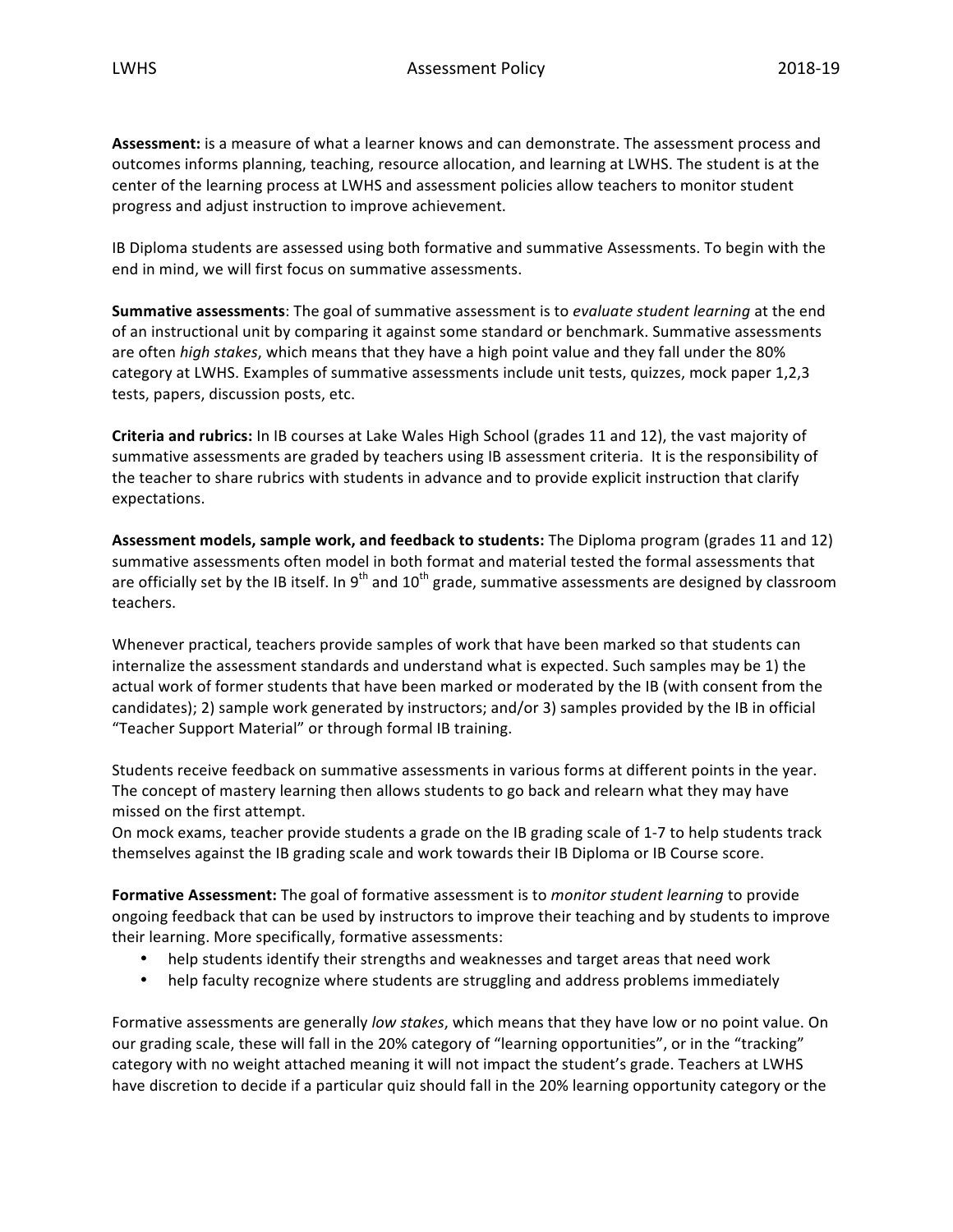**Assessment:** is a measure of what a learner knows and can demonstrate. The assessment process and outcomes informs planning, teaching, resource allocation, and learning at LWHS. The student is at the center of the learning process at LWHS and assessment policies allow teachers to monitor student progress and adjust instruction to improve achievement.

IB Diploma students are assessed using both formative and summative Assessments. To begin with the end in mind, we will first focus on summative assessments.

**Summative assessments**: The goal of summative assessment is to *evaluate student learning* at the end of an instructional unit by comparing it against some standard or benchmark. Summative assessments are often *high stakes*, which means that they have a high point value and they fall under the 80% category at LWHS. Examples of summative assessments include unit tests, quizzes, mock paper 1,2,3 tests, papers, discussion posts, etc.

**Criteria and rubrics:** In IB courses at Lake Wales High School (grades 11 and 12), the vast majority of summative assessments are graded by teachers using IB assessment criteria. It is the responsibility of the teacher to share rubrics with students in advance and to provide explicit instruction that clarify expectations.

**Assessment models, sample work, and feedback to students:** The Diploma program (grades 11 and 12) summative assessments often model in both format and material tested the formal assessments that are officially set by the IB itself. In 9th and 10th grade, summative assessments are designed by classroom teachers.

Whenever practical, teachers provide samples of work that have been marked so that students can internalize the assessment standards and understand what is expected. Such samples may be 1) the actual work of former students that have been marked or moderated by the IB (with consent from the candidates); 2) sample work generated by instructors; and/or 3) samples provided by the IB in official "Teacher Support Material" or through formal IB training.

Students receive feedback on summative assessments in various forms at different points in the year. The concept of mastery learning then allows students to go back and relearn what they may have missed on the first attempt.
On mock exams, teacher provide students a grade on the IB grading scale of 1-7 to help students track themselves against the IB grading scale and work towards their IB Diploma or IB Course score.

**Formative Assessment:** The goal of formative assessment is to *monitor student learning* to provide ongoing feedback that can be used by instructors to improve their teaching and by students to improve their learning. More specifically, formative assessments:

- help students identify their strengths and weaknesses and target areas that need work
- help faculty recognize where students are struggling and address problems immediately

Formative assessments are generally *low stakes*, which means that they have low or no point value. On our grading scale, these will fall in the 20% category of "learning opportunities", or in the "tracking" category with no weight attached meaning it will not impact the student's grade. Teachers at LWHS have discretion to decide if a particular quiz should fall in the 20% learning opportunity category or the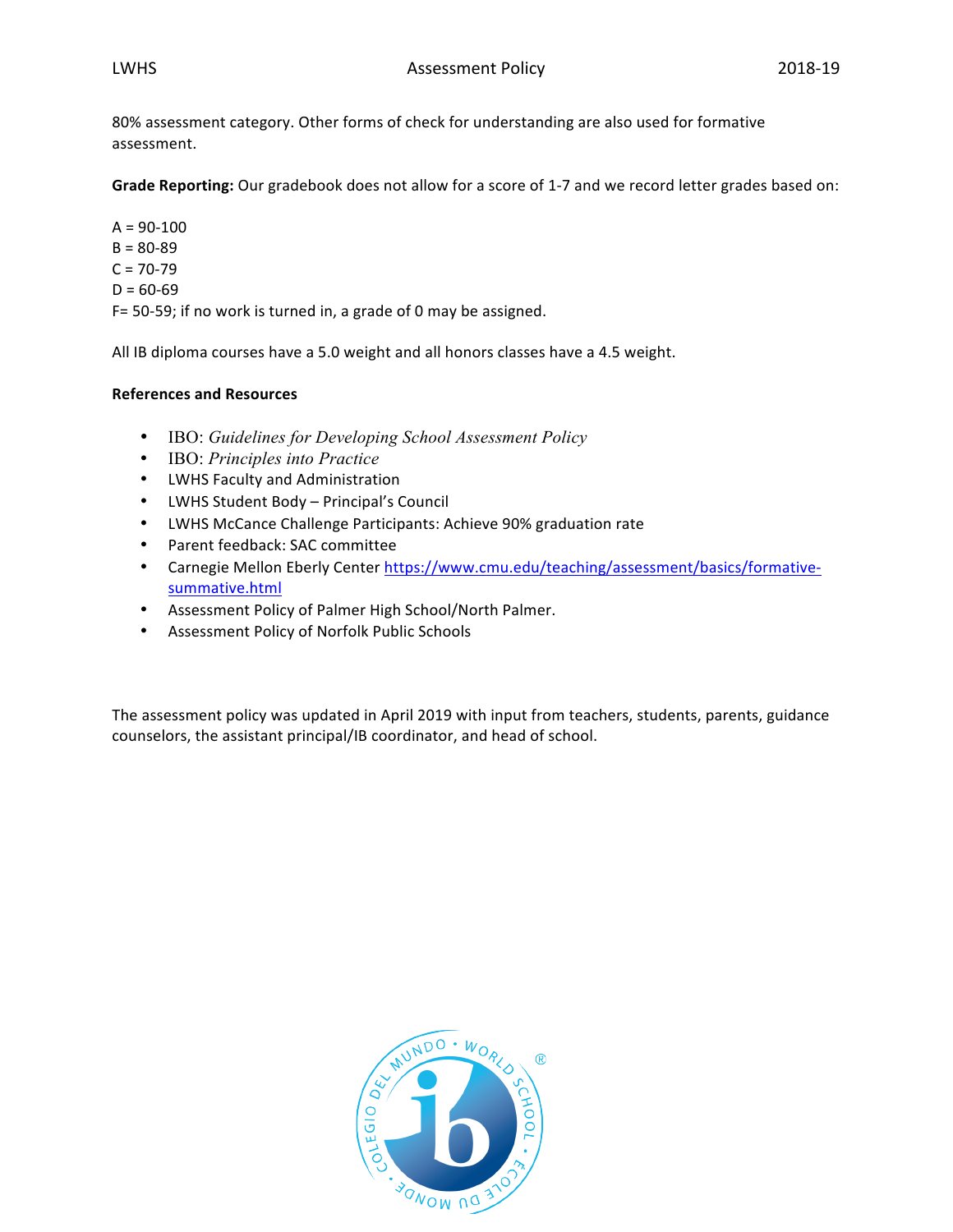80% assessment category. Other forms of check for understanding are also used for formative assessment.

**Grade Reporting:** Our gradebook does not allow for a score of 1-7 and we record letter grades based on:

A = 90-100
B = 80-89
C = 70-79
D = 60-69
F= 50-59; if no work is turned in, a grade of 0 may be assigned.

All IB diploma courses have a 5.0 weight and all honors classes have a 4.5 weight.

**References and Resources**

- IBO: *Guidelines for Developing School Assessment Policy*
- IBO: *Principles into Practice*
- LWHS Faculty and Administration
- LWHS Student Body – Principal's Council
- LWHS McCance Challenge Participants: Achieve 90% graduation rate
- Parent feedback: SAC committee
- Carnegie Mellon Eberly Center https://www.cmu.edu/teaching/assessment/basics/formative-summative.html
- Assessment Policy of Palmer High School/North Palmer.
- Assessment Policy of Norfolk Public Schools

The assessment policy was updated in April 2019 with input from teachers, students, parents, guidance counselors, the assistant principal/IB coordinator, and head of school.